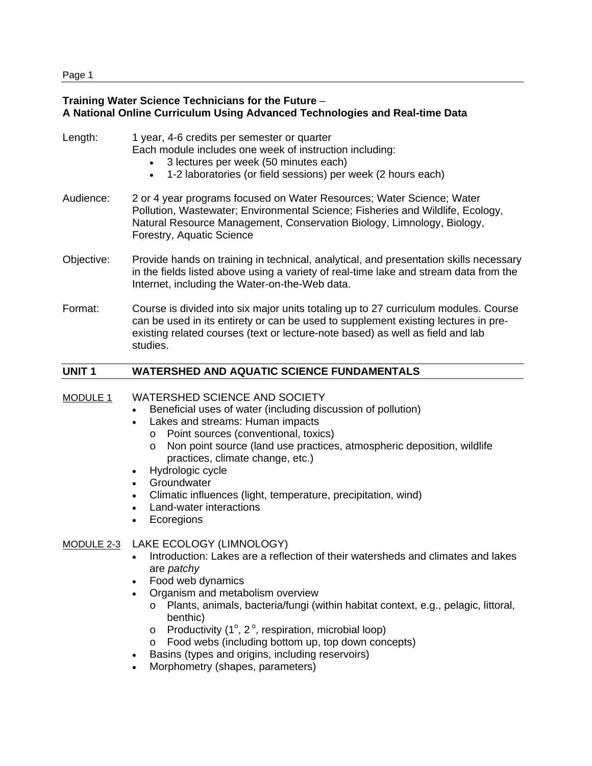**Training Water Science Technicians for the Future** –
**A National Online Curriculum Using Advanced Technologies and Real-time Data**

Length: 1 year, 4-6 credits per semester or quarter
Each module includes one week of instruction including:

- 3 lectures per week (50 minutes each)
- 1-2 laboratories (or field sessions) per week (2 hours each)

Audience: 2 or 4 year programs focused on Water Resources; Water Science; Water Pollution, Wastewater; Environmental Science; Fisheries and Wildlife, Ecology, Natural Resource Management, Conservation Biology, Limnology, Biology, Forestry, Aquatic Science

Objective: Provide hands on training in technical, analytical, and presentation skills necessary in the fields listed above using a variety of real-time lake and stream data from the Internet, including the Water-on-the-Web data.

Format: Course is divided into six major units totaling up to 27 curriculum modules. Course can be used in its entirety or can be used to supplement existing lectures in pre-existing related courses (text or lecture-note based) as well as field and lab studies.

## UNIT 1 WATERSHED AND AQUATIC SCIENCE FUNDAMENTALS

### MODULE 1 WATERSHED SCIENCE AND SOCIETY

- Beneficial uses of water (including discussion of pollution)
- Lakes and streams: Human impacts
  - Point sources (conventional, toxics)
  - Non point source (land use practices, atmospheric deposition, wildlife practices, climate change, etc.)
- Hydrologic cycle
- Groundwater
- Climatic influences (light, temperature, precipitation, wind)
- Land-water interactions
- Ecoregions

### MODULE 2-3 LAKE ECOLOGY (LIMNOLOGY)

- Introduction: Lakes are a reflection of their watersheds and climates and lakes are *patchy*
- Food web dynamics
- Organism and metabolism overview
  - Plants, animals, bacteria/fungi (within habitat context, e.g., pelagic, littoral, benthic)
  - Productivity ($1^o$, $2^o$, respiration, microbial loop)
  - Food webs (including bottom up, top down concepts)
- Basins (types and origins, including reservoirs)
- Morphometry (shapes, parameters)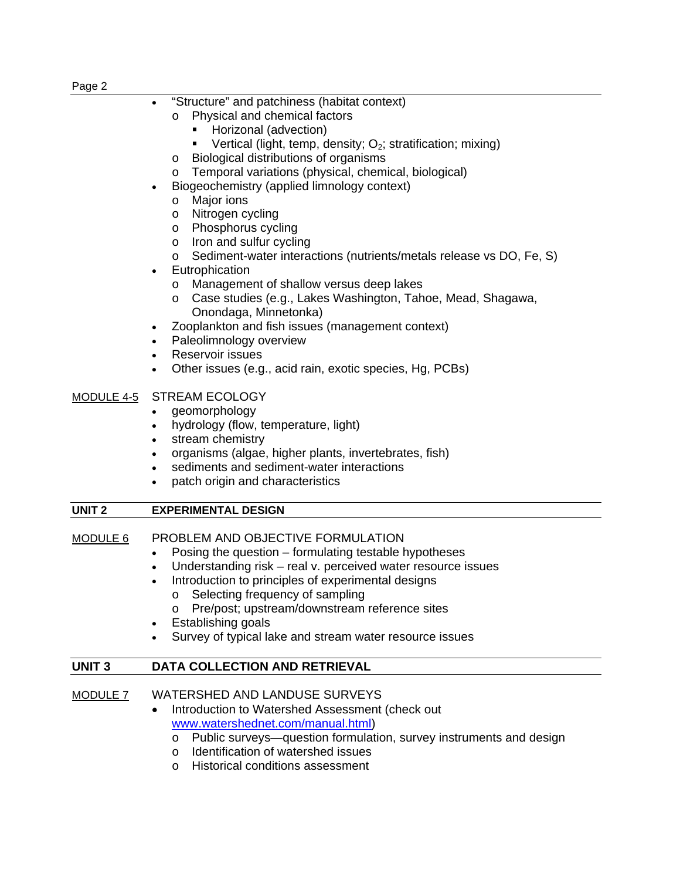- "Structure" and patchiness (habitat context)
  - Physical and chemical factors
    - Horizonal (advection)
    - Vertical (light, temp, density; $O_2$; stratification; mixing)
  - Biological distributions of organisms
  - Temporal variations (physical, chemical, biological)
- Biogeochemistry (applied limnology context)
  - Major ions
  - Nitrogen cycling
  - Phosphorus cycling
  - Iron and sulfur cycling
  - Sediment-water interactions (nutrients/metals release vs DO, Fe, S)
- Eutrophication
  - Management of shallow versus deep lakes
  - Case studies (e.g., Lakes Washington, Tahoe, Mead, Shagawa, Onondaga, Minnetonka)
- Zooplankton and fish issues (management context)
- Paleolimnology overview
- Reservoir issues
- Other issues (e.g., acid rain, exotic species, Hg, PCBs)

<u>MODULE 4-5</u> STREAM ECOLOGY

- geomorphology
- hydrology (flow, temperature, light)
- stream chemistry
- organisms (algae, higher plants, invertebrates, fish)
- sediments and sediment-water interactions
- patch origin and characteristics

## UNIT 2 EXPERIMENTAL DESIGN

<u>MODULE 6</u> PROBLEM AND OBJECTIVE FORMULATION

- Posing the question – formulating testable hypotheses
- Understanding risk – real v. perceived water resource issues
- Introduction to principles of experimental designs
  - Selecting frequency of sampling
  - Pre/post; upstream/downstream reference sites
- Establishing goals
- Survey of typical lake and stream water resource issues

## UNIT 3 DATA COLLECTION AND RETRIEVAL

<u>MODULE 7</u> WATERSHED AND LANDUSE SURVEYS

- Introduction to Watershed Assessment (check out [www.watershednet.com/manual.html](www.watershednet.com/manual.html))
  - Public surveys—question formulation, survey instruments and design
  - Identification of watershed issues
  - Historical conditions assessment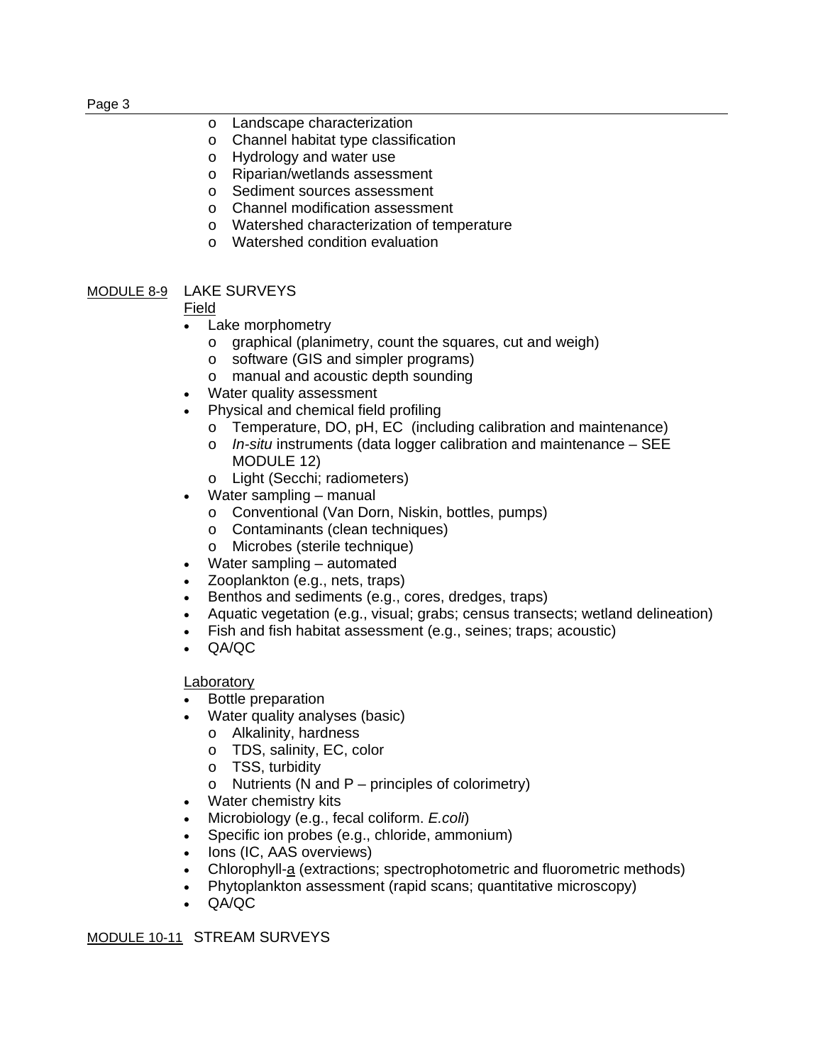- Landscape characterization
- Channel habitat type classification
- Hydrology and water use
- Riparian/wetlands assessment
- Sediment sources assessment
- Channel modification assessment
- Watershed characterization of temperature
- Watershed condition evaluation

<u>MODULE 8-9</u> LAKE SURVEYS

<u>Field</u>

- Lake morphometry
  - graphical (planimetry, count the squares, cut and weigh)
  - software (GIS and simpler programs)
  - manual and acoustic depth sounding
- Water quality assessment
- Physical and chemical field profiling
  - Temperature, DO, pH, EC (including calibration and maintenance)
  - *In-situ* instruments (data logger calibration and maintenance – SEE MODULE 12)
  - Light (Secchi; radiometers)
- Water sampling – manual
  - Conventional (Van Dorn, Niskin, bottles, pumps)
  - Contaminants (clean techniques)
  - Microbes (sterile technique)
- Water sampling – automated
- Zooplankton (e.g., nets, traps)
- Benthos and sediments (e.g., cores, dredges, traps)
- Aquatic vegetation (e.g., visual; grabs; census transects; wetland delineation)
- Fish and fish habitat assessment (e.g., seines; traps; acoustic)
- QA/QC

<u>Laboratory</u>

- Bottle preparation
- Water quality analyses (basic)
  - Alkalinity, hardness
  - TDS, salinity, EC, color
  - TSS, turbidity
  - Nutrients (N and P – principles of colorimetry)
- Water chemistry kits
- Microbiology (e.g., fecal coliform. *E.coli*)
- Specific ion probes (e.g., chloride, ammonium)
- Ions (IC, AAS overviews)
- Chlorophyll-<u>a</u> (extractions; spectrophotometric and fluorometric methods)
- Phytoplankton assessment (rapid scans; quantitative microscopy)
- QA/QC

<u>MODULE 10-11</u> STREAM SURVEYS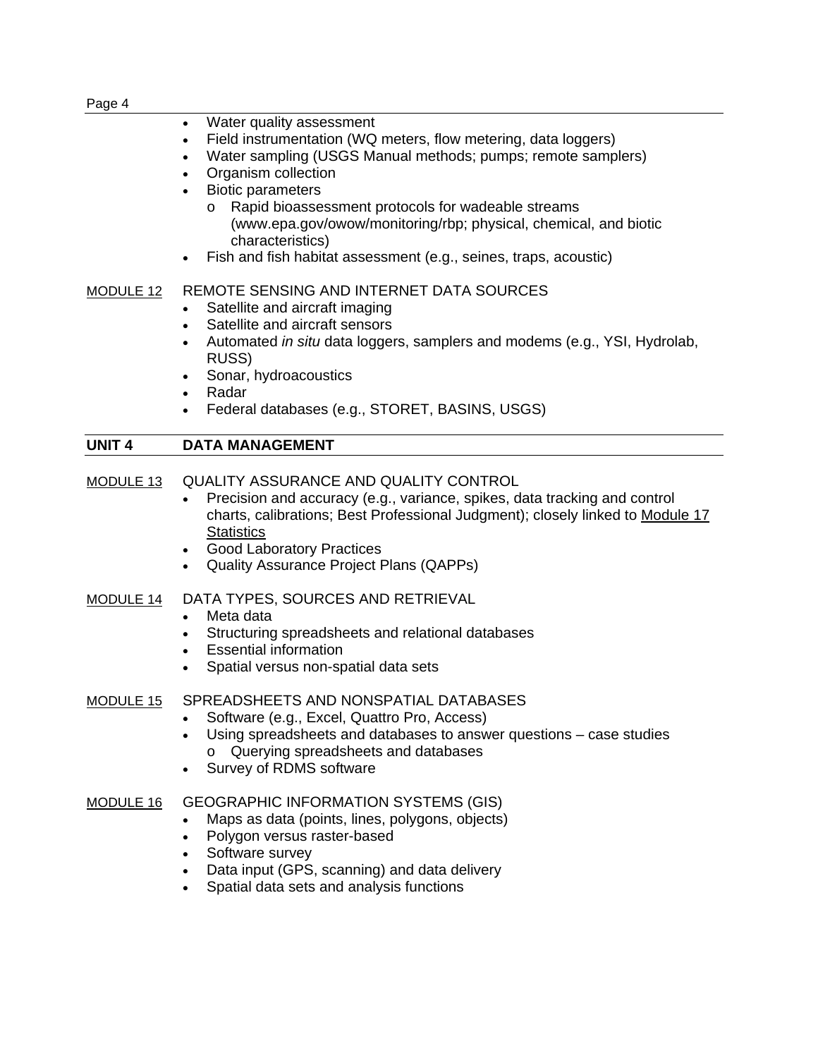- Water quality assessment
- Field instrumentation (WQ meters, flow metering, data loggers)
- Water sampling (USGS Manual methods; pumps; remote samplers)
- Organism collection
- Biotic parameters
    - Rapid bioassessment protocols for wadeable streams (www.epa.gov/owow/monitoring/rbp; physical, chemical, and biotic characteristics)
- Fish and fish habitat assessment (e.g., seines, traps, acoustic)

MODULE 12 REMOTE SENSING AND INTERNET DATA SOURCES

- Satellite and aircraft imaging
- Satellite and aircraft sensors
- Automated *in situ* data loggers, samplers and modems (e.g., YSI, Hydrolab, RUSS)
- Sonar, hydroacoustics
- Radar
- Federal databases (e.g., STORET, BASINS, USGS)

## UNIT 4 DATA MANAGEMENT

MODULE 13 QUALITY ASSURANCE AND QUALITY CONTROL

- Precision and accuracy (e.g., variance, spikes, data tracking and control charts, calibrations; Best Professional Judgment); closely linked to Module 17 Statistics
- Good Laboratory Practices
- Quality Assurance Project Plans (QAPPs)

MODULE 14 DATA TYPES, SOURCES AND RETRIEVAL

- Meta data
- Structuring spreadsheets and relational databases
- Essential information
- Spatial versus non-spatial data sets

MODULE 15 SPREADSHEETS AND NONSPATIAL DATABASES

- Software (e.g., Excel, Quattro Pro, Access)
- Using spreadsheets and databases to answer questions – case studies
    - Querying spreadsheets and databases
- Survey of RDMS software

MODULE 16 GEOGRAPHIC INFORMATION SYSTEMS (GIS)

- Maps as data (points, lines, polygons, objects)
- Polygon versus raster-based
- Software survey
- Data input (GPS, scanning) and data delivery
- Spatial data sets and analysis functions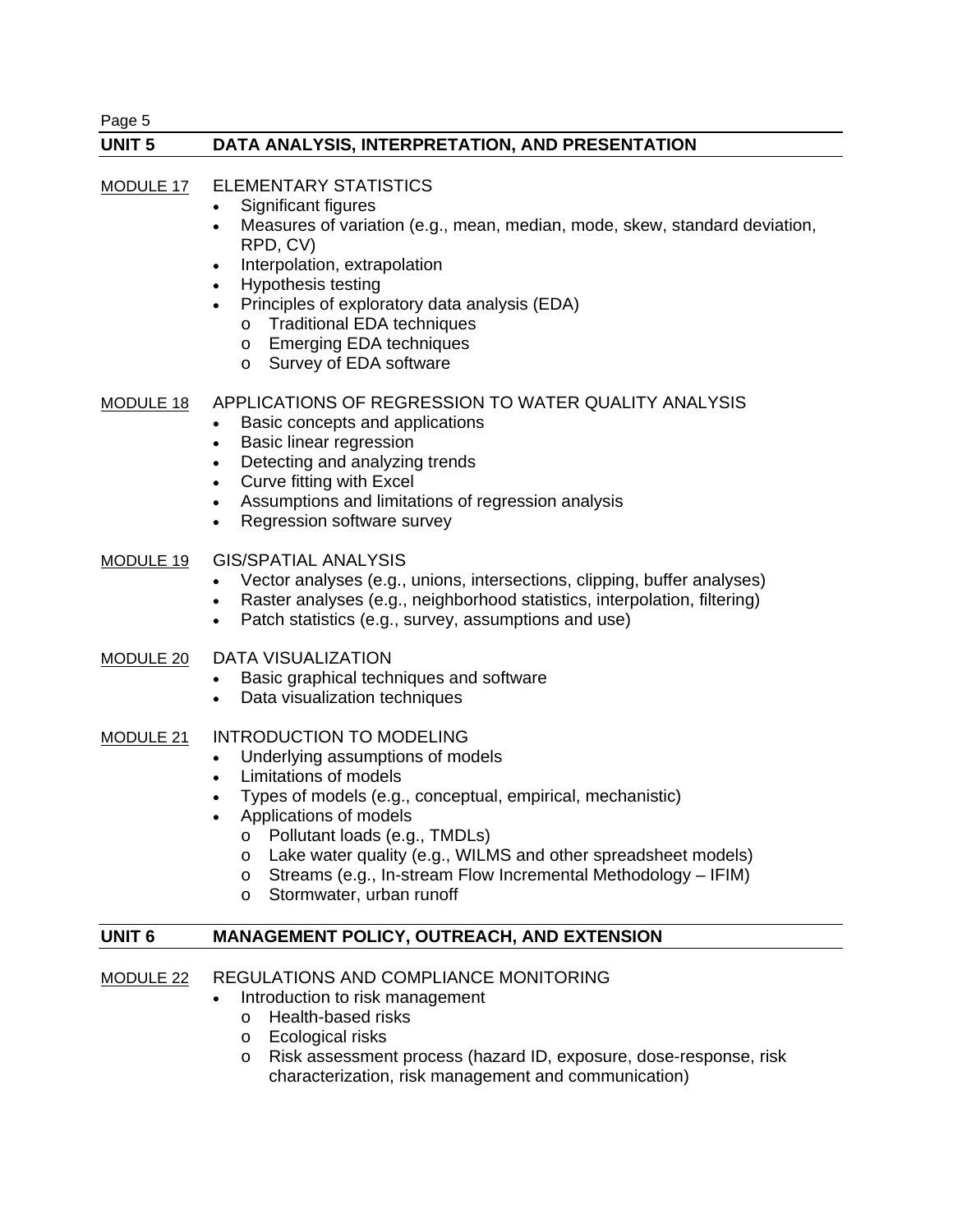## UNIT 5 DATA ANALYSIS, INTERPRETATION, AND PRESENTATION

### MODULE 17 ELEMENTARY STATISTICS

- Significant figures
- Measures of variation (e.g., mean, median, mode, skew, standard deviation, RPD, CV)
- Interpolation, extrapolation
- Hypothesis testing
- Principles of exploratory data analysis (EDA)
  - Traditional EDA techniques
  - Emerging EDA techniques
  - Survey of EDA software

### MODULE 18 APPLICATIONS OF REGRESSION TO WATER QUALITY ANALYSIS

- Basic concepts and applications
- Basic linear regression
- Detecting and analyzing trends
- Curve fitting with Excel
- Assumptions and limitations of regression analysis
- Regression software survey

### MODULE 19 GIS/SPATIAL ANALYSIS

- Vector analyses (e.g., unions, intersections, clipping, buffer analyses)
- Raster analyses (e.g., neighborhood statistics, interpolation, filtering)
- Patch statistics (e.g., survey, assumptions and use)

### MODULE 20 DATA VISUALIZATION

- Basic graphical techniques and software
- Data visualization techniques

### MODULE 21 INTRODUCTION TO MODELING

- Underlying assumptions of models
- Limitations of models
- Types of models (e.g., conceptual, empirical, mechanistic)
- Applications of models
  - Pollutant loads (e.g., TMDLs)
  - Lake water quality (e.g., WILMS and other spreadsheet models)
  - Streams (e.g., In-stream Flow Incremental Methodology – IFIM)
  - Stormwater, urban runoff

## UNIT 6 MANAGEMENT POLICY, OUTREACH, AND EXTENSION

### MODULE 22 REGULATIONS AND COMPLIANCE MONITORING

- Introduction to risk management
  - Health-based risks
  - Ecological risks
  - Risk assessment process (hazard ID, exposure, dose-response, risk characterization, risk management and communication)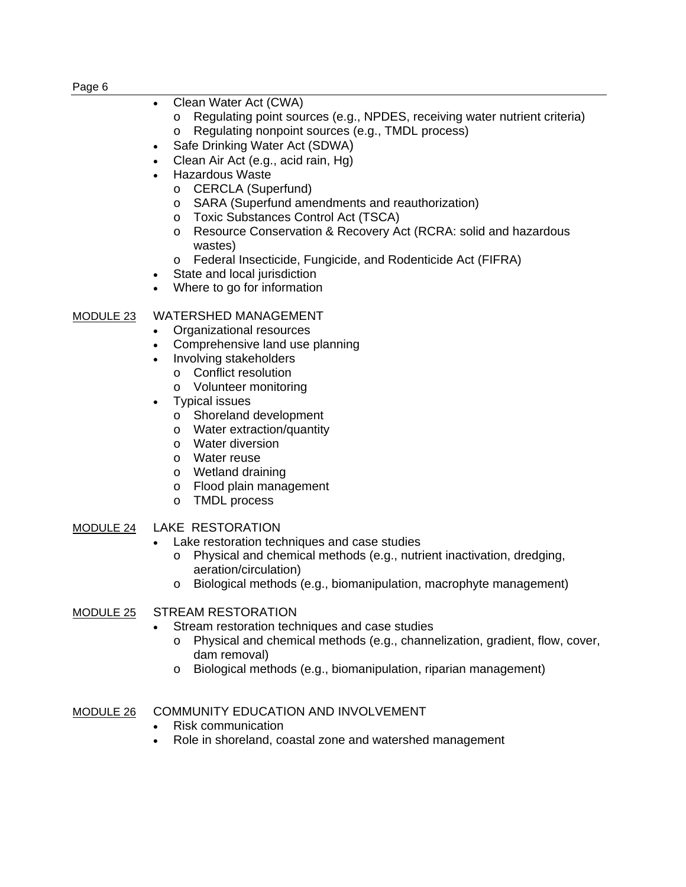- Clean Water Act (CWA)
  - Regulating point sources (e.g., NPDES, receiving water nutrient criteria)
  - Regulating nonpoint sources (e.g., TMDL process)
- Safe Drinking Water Act (SDWA)
- Clean Air Act (e.g., acid rain, Hg)
- Hazardous Waste
  - CERCLA (Superfund)
  - SARA (Superfund amendments and reauthorization)
  - Toxic Substances Control Act (TSCA)
  - Resource Conservation & Recovery Act (RCRA: solid and hazardous wastes)
  - Federal Insecticide, Fungicide, and Rodenticide Act (FIFRA)
- State and local jurisdiction
- Where to go for information

MODULE 23 WATERSHED MANAGEMENT

- Organizational resources
- Comprehensive land use planning
- Involving stakeholders
  - Conflict resolution
  - Volunteer monitoring
- Typical issues
  - Shoreland development
  - Water extraction/quantity
  - Water diversion
  - Water reuse
  - Wetland draining
  - Flood plain management
  - TMDL process

MODULE 24 LAKE RESTORATION

- Lake restoration techniques and case studies
  - Physical and chemical methods (e.g., nutrient inactivation, dredging, aeration/circulation)
  - Biological methods (e.g., biomanipulation, macrophyte management)

MODULE 25 STREAM RESTORATION

- Stream restoration techniques and case studies
  - Physical and chemical methods (e.g., channelization, gradient, flow, cover, dam removal)
  - Biological methods (e.g., biomanipulation, riparian management)

MODULE 26 COMMUNITY EDUCATION AND INVOLVEMENT

- Risk communication
- Role in shoreland, coastal zone and watershed management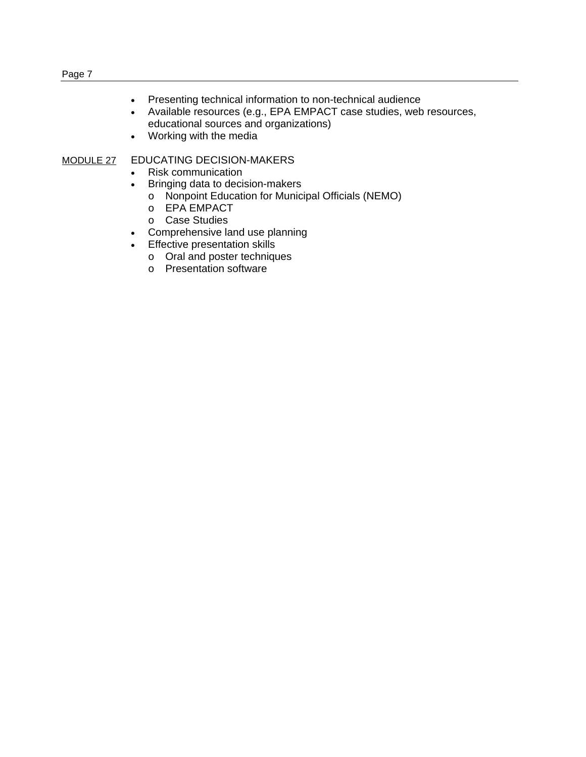- Presenting technical information to non-technical audience
- Available resources (e.g., EPA EMPACT case studies, web resources, educational sources and organizations)
- Working with the media

MODULE 27 EDUCATING DECISION-MAKERS

- Risk communication
- Bringing data to decision-makers
  - Nonpoint Education for Municipal Officials (NEMO)
  - EPA EMPACT
  - Case Studies
- Comprehensive land use planning
- Effective presentation skills
  - Oral and poster techniques
  - Presentation software